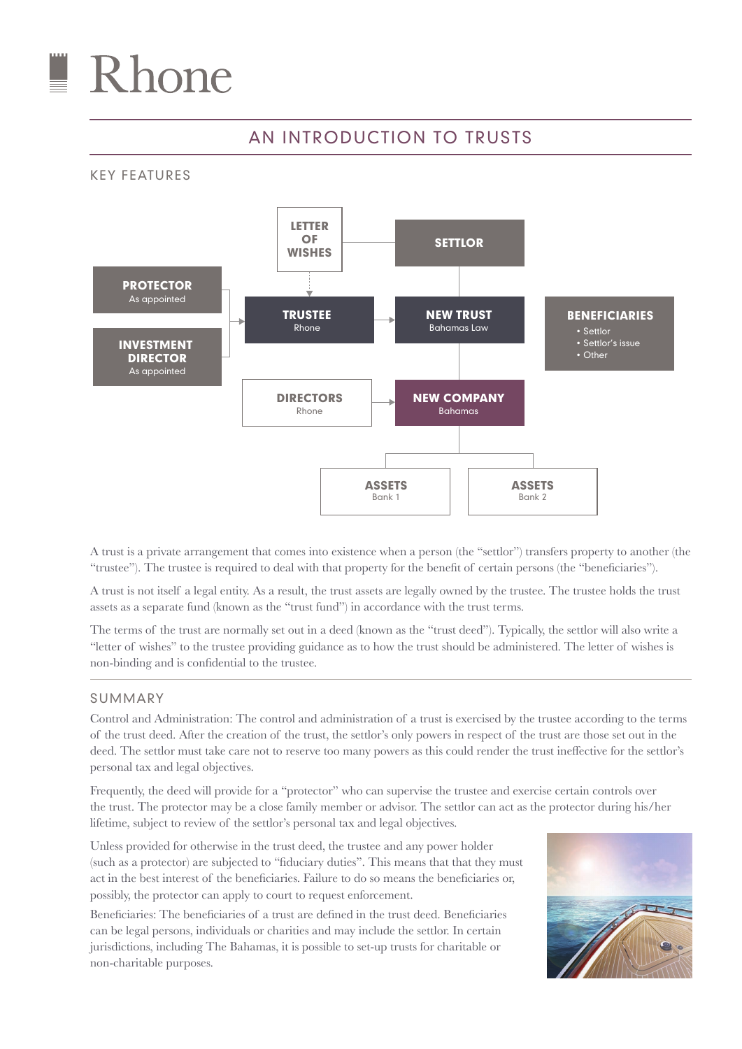# Rhone

## AN INTRODUCTION TO TRUSTS

### KEY FEATURES

LETTER OF WISHES

SETTLOR

PROTECTOR
As appointed

INVESTMENT DIRECTOR
As appointed

TRUSTEE
Rhone

NEW TRUST
Bahamas Law

BENEFICIARIES
- Settlor
- Settlor's issue
- Other

DIRECTORS
Rhone

NEW COMPANY
Bahamas

ASSETS
Bank 1

ASSETS
Bank 2

A trust is a private arrangement that comes into existence when a person (the "settlor") transfers property to another (the "trustee"). The trustee is required to deal with that property for the benefit of certain persons (the "beneficiaries").

A trust is not itself a legal entity. As a result, the trust assets are legally owned by the trustee. The trustee holds the trust assets as a separate fund (known as the "trust fund") in accordance with the trust terms.

The terms of the trust are normally set out in a deed (known as the "trust deed"). Typically, the settlor will also write a "letter of wishes" to the trustee providing guidance as to how the trust should be administered. The letter of wishes is non-binding and is confidential to the trustee.

### SUMMARY

Control and Administration: The control and administration of a trust is exercised by the trustee according to the terms of the trust deed. After the creation of the trust, the settlor's only powers in respect of the trust are those set out in the deed. The settlor must take care not to reserve too many powers as this could render the trust ineffective for the settlor's personal tax and legal objectives.

Frequently, the deed will provide for a "protector" who can supervise the trustee and exercise certain controls over the trust. The protector may be a close family member or advisor. The settlor can act as the protector during his/her lifetime, subject to review of the settlor's personal tax and legal objectives.

Unless provided for otherwise in the trust deed, the trustee and any power holder (such as a protector) are subjected to "fiduciary duties". This means that that they must act in the best interest of the beneficiaries. Failure to do so means the beneficiaries or, possibly, the protector can apply to court to request enforcement.

Beneficiaries: The beneficiaries of a trust are defined in the trust deed. Beneficiaries can be legal persons, individuals or charities and may include the settlor. In certain jurisdictions, including The Bahamas, it is possible to set-up trusts for charitable or non-charitable purposes.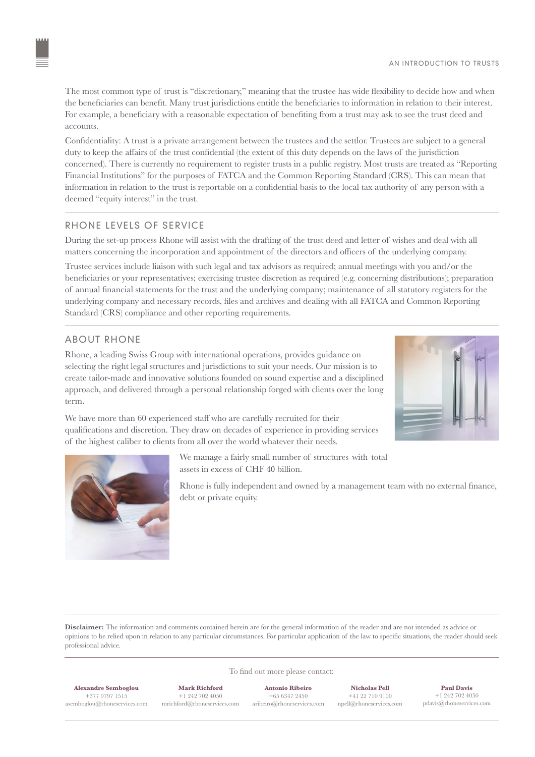The most common type of trust is "discretionary," meaning that the trustee has wide flexibility to decide how and when the beneficiaries can benefit. Many trust jurisdictions entitle the beneficiaries to information in relation to their interest. For example, a beneficiary with a reasonable expectation of benefiting from a trust may ask to see the trust deed and accounts.

Confidentiality: A trust is a private arrangement between the trustees and the settlor. Trustees are subject to a general duty to keep the affairs of the trust confidential (the extent of this duty depends on the laws of the jurisdiction concerned). There is currently no requirement to register trusts in a public registry. Most trusts are treated as "Reporting Financial Institutions" for the purposes of FATCA and the Common Reporting Standard (CRS). This can mean that information in relation to the trust is reportable on a confidential basis to the local tax authority of any person with a deemed "equity interest" in the trust.

## RHONE LEVELS OF SERVICE

During the set-up process Rhone will assist with the drafting of the trust deed and letter of wishes and deal with all matters concerning the incorporation and appointment of the directors and officers of the underlying company.

Trustee services include liaison with such legal and tax advisors as required; annual meetings with you and/or the beneficiaries or your representatives; exercising trustee discretion as required (e.g. concerning distributions); preparation of annual financial statements for the trust and the underlying company; maintenance of all statutory registers for the underlying company and necessary records, files and archives and dealing with all FATCA and Common Reporting Standard (CRS) compliance and other reporting requirements.

## ABOUT RHONE

Rhone, a leading Swiss Group with international operations, provides guidance on selecting the right legal structures and jurisdictions to suit your needs. Our mission is to create tailor-made and innovative solutions founded on sound expertise and a disciplined approach, and delivered through a personal relationship forged with clients over the long term.

We have more than 60 experienced staff who are carefully recruited for their qualifications and discretion. They draw on decades of experience in providing services of the highest caliber to clients from all over the world whatever their needs.

We manage a fairly small number of structures with total assets in excess of CHF 40 billion.

Rhone is fully independent and owned by a management team with no external finance, debt or private equity.

**Disclaimer:** The information and comments contained herein are for the general information of the reader and are not intended as advice or opinions to be relied upon in relation to any particular circumstances. For particular application of the law to specific situations, the reader should seek professional advice.

To find out more please contact:

**Alexandre Semboglou**
+377 9797 1515
asemboglou@rhoneservices.com

**Mark Richford**
+1 242 702 4050
mrichford@rhoneservices.com

**Antonio Ribeiro**
+65 6347 2450
aribeiro@rhoneservices.com

**Nicholas Pell**
+41 22 710 9100
npell@rhoneservices.com

**Paul Davis**
+1 242 702 4050
pdavis@rhoneservices.com